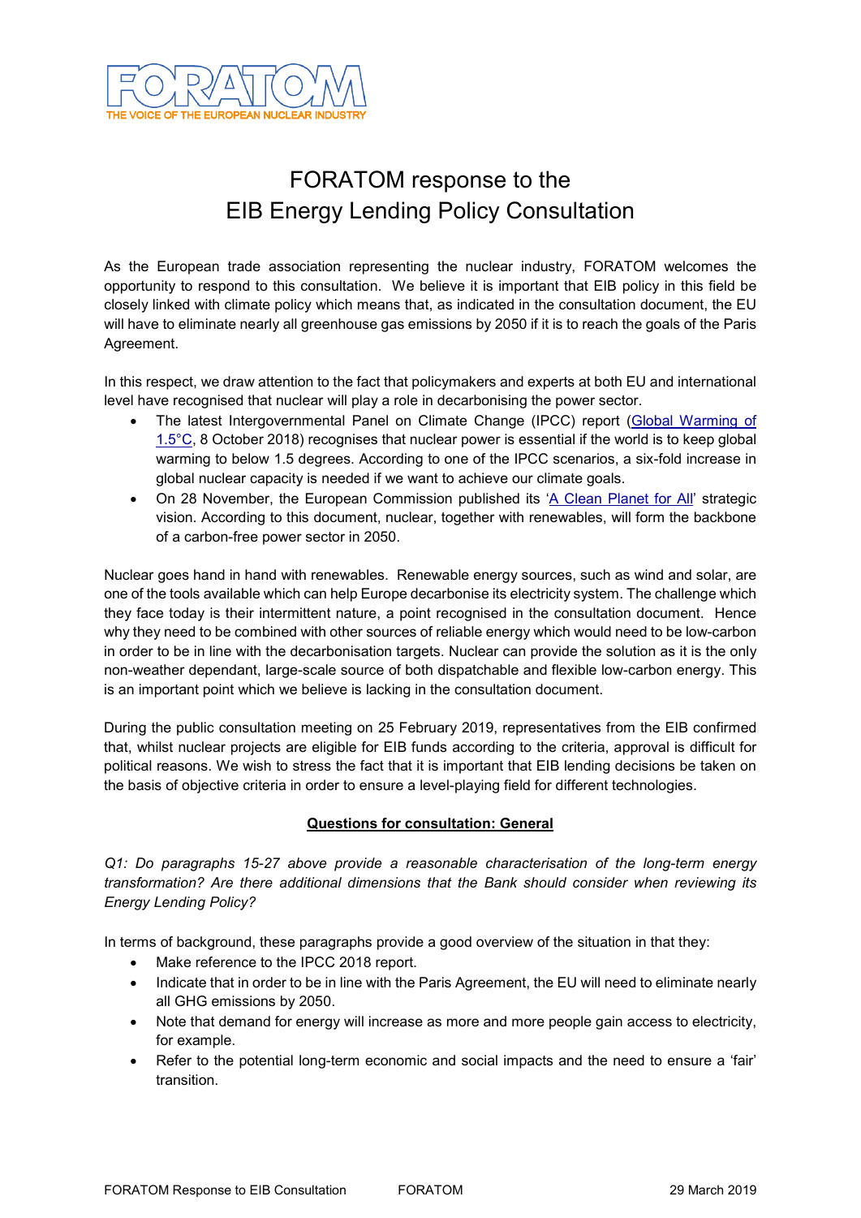FORATOM

THE VOICE OF THE EUROPEAN NUCLEAR INDUSTRY

# FORATOM response to the EIB Energy Lending Policy Consultation

As the European trade association representing the nuclear industry, FORATOM welcomes the opportunity to respond to this consultation. We believe it is important that EIB policy in this field be closely linked with climate policy which means that, as indicated in the consultation document, the EU will have to eliminate nearly all greenhouse gas emissions by 2050 if it is to reach the goals of the Paris Agreement.

In this respect, we draw attention to the fact that policymakers and experts at both EU and international level have recognised that nuclear will play a role in decarbonising the power sector.

- The latest Intergovernmental Panel on Climate Change (IPCC) report (Global Warming of 1.5°C, 8 October 2018) recognises that nuclear power is essential if the world is to keep global warming to below 1.5 degrees. According to one of the IPCC scenarios, a six-fold increase in global nuclear capacity is needed if we want to achieve our climate goals.
- On 28 November, the European Commission published its 'A Clean Planet for All' strategic vision. According to this document, nuclear, together with renewables, will form the backbone of a carbon-free power sector in 2050.

Nuclear goes hand in hand with renewables. Renewable energy sources, such as wind and solar, are one of the tools available which can help Europe decarbonise its electricity system. The challenge which they face today is their intermittent nature, a point recognised in the consultation document. Hence why they need to be combined with other sources of reliable energy which would need to be low-carbon in order to be in line with the decarbonisation targets. Nuclear can provide the solution as it is the only non-weather dependant, large-scale source of both dispatchable and flexible low-carbon energy. This is an important point which we believe is lacking in the consultation document.

During the public consultation meeting on 25 February 2019, representatives from the EIB confirmed that, whilst nuclear projects are eligible for EIB funds according to the criteria, approval is difficult for political reasons. We wish to stress the fact that it is important that EIB lending decisions be taken on the basis of objective criteria in order to ensure a level-playing field for different technologies.

## Questions for consultation: General

*Q1: Do paragraphs 15-27 above provide a reasonable characterisation of the long-term energy transformation? Are there additional dimensions that the Bank should consider when reviewing its Energy Lending Policy?*

In terms of background, these paragraphs provide a good overview of the situation in that they:

- Make reference to the IPCC 2018 report.
- Indicate that in order to be in line with the Paris Agreement, the EU will need to eliminate nearly all GHG emissions by 2050.
- Note that demand for energy will increase as more and more people gain access to electricity, for example.
- Refer to the potential long-term economic and social impacts and the need to ensure a 'fair' transition.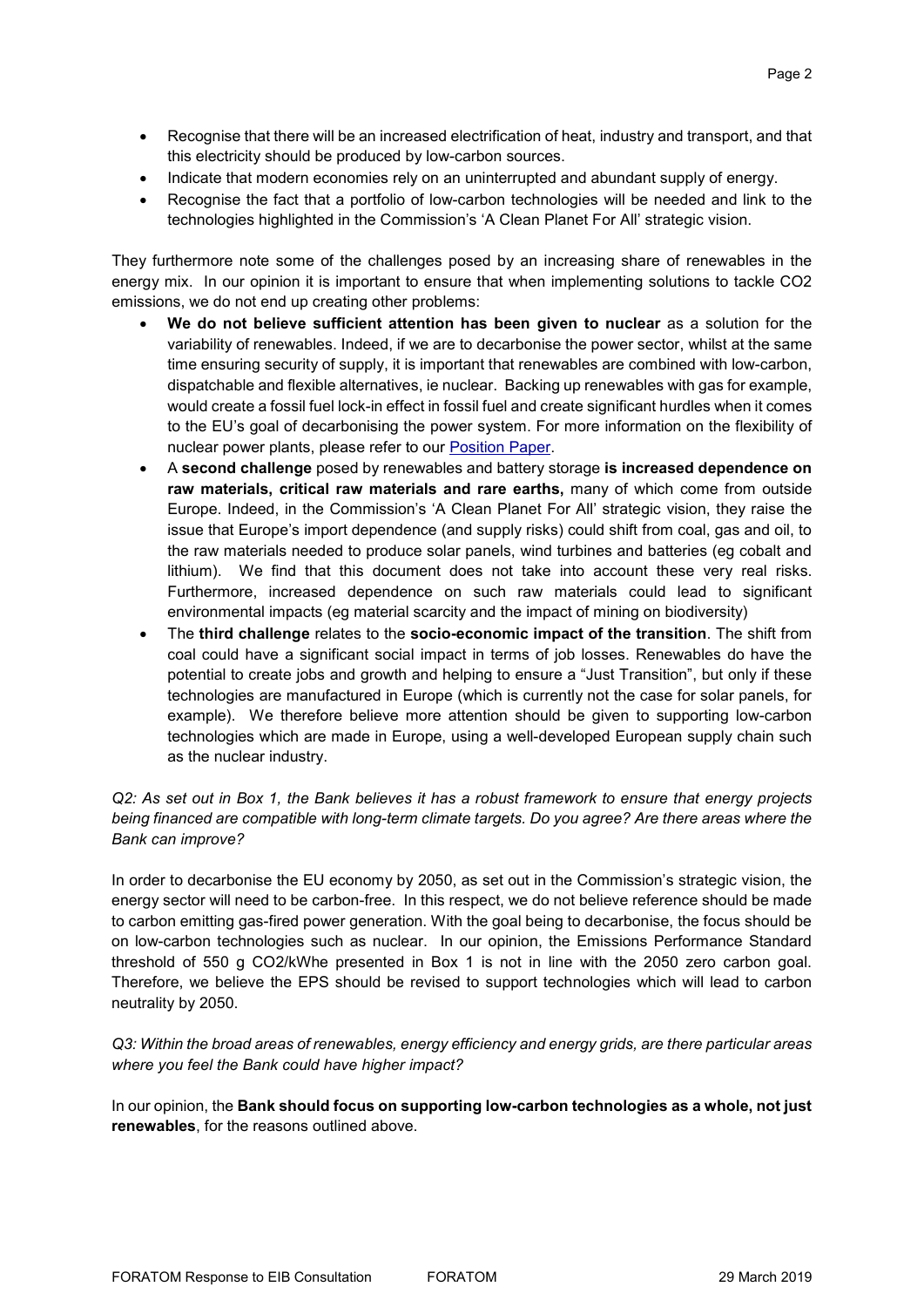- Recognise that there will be an increased electrification of heat, industry and transport, and that this electricity should be produced by low-carbon sources.
- Indicate that modern economies rely on an uninterrupted and abundant supply of energy.
- Recognise the fact that a portfolio of low-carbon technologies will be needed and link to the technologies highlighted in the Commission's 'A Clean Planet For All' strategic vision.

They furthermore note some of the challenges posed by an increasing share of renewables in the energy mix. In our opinion it is important to ensure that when implementing solutions to tackle CO2 emissions, we do not end up creating other problems:

- **We do not believe sufficient attention has been given to nuclear** as a solution for the variability of renewables. Indeed, if we are to decarbonise the power sector, whilst at the same time ensuring security of supply, it is important that renewables are combined with low-carbon, dispatchable and flexible alternatives, ie nuclear. Backing up renewables with gas for example, would create a fossil fuel lock-in effect in fossil fuel and create significant hurdles when it comes to the EU's goal of decarbonising the power system. For more information on the flexibility of nuclear power plants, please refer to our [Position Paper](#).
- A **second challenge** posed by renewables and battery storage **is increased dependence on raw materials, critical raw materials and rare earths,** many of which come from outside Europe. Indeed, in the Commission's 'A Clean Planet For All' strategic vision, they raise the issue that Europe's import dependence (and supply risks) could shift from coal, gas and oil, to the raw materials needed to produce solar panels, wind turbines and batteries (eg cobalt and lithium). We find that this document does not take into account these very real risks. Furthermore, increased dependence on such raw materials could lead to significant environmental impacts (eg material scarcity and the impact of mining on biodiversity)
- The **third challenge** relates to the **socio-economic impact of the transition**. The shift from coal could have a significant social impact in terms of job losses. Renewables do have the potential to create jobs and growth and helping to ensure a "Just Transition", but only if these technologies are manufactured in Europe (which is currently not the case for solar panels, for example). We therefore believe more attention should be given to supporting low-carbon technologies which are made in Europe, using a well-developed European supply chain such as the nuclear industry.

*Q2: As set out in Box 1, the Bank believes it has a robust framework to ensure that energy projects being financed are compatible with long-term climate targets. Do you agree? Are there areas where the Bank can improve?*

In order to decarbonise the EU economy by 2050, as set out in the Commission's strategic vision, the energy sector will need to be carbon-free. In this respect, we do not believe reference should be made to carbon emitting gas-fired power generation. With the goal being to decarbonise, the focus should be on low-carbon technologies such as nuclear. In our opinion, the Emissions Performance Standard threshold of 550 g CO2/kWhe presented in Box 1 is not in line with the 2050 zero carbon goal. Therefore, we believe the EPS should be revised to support technologies which will lead to carbon neutrality by 2050.

*Q3: Within the broad areas of renewables, energy efficiency and energy grids, are there particular areas where you feel the Bank could have higher impact?*

In our opinion, the **Bank should focus on supporting low-carbon technologies as a whole, not just renewables**, for the reasons outlined above.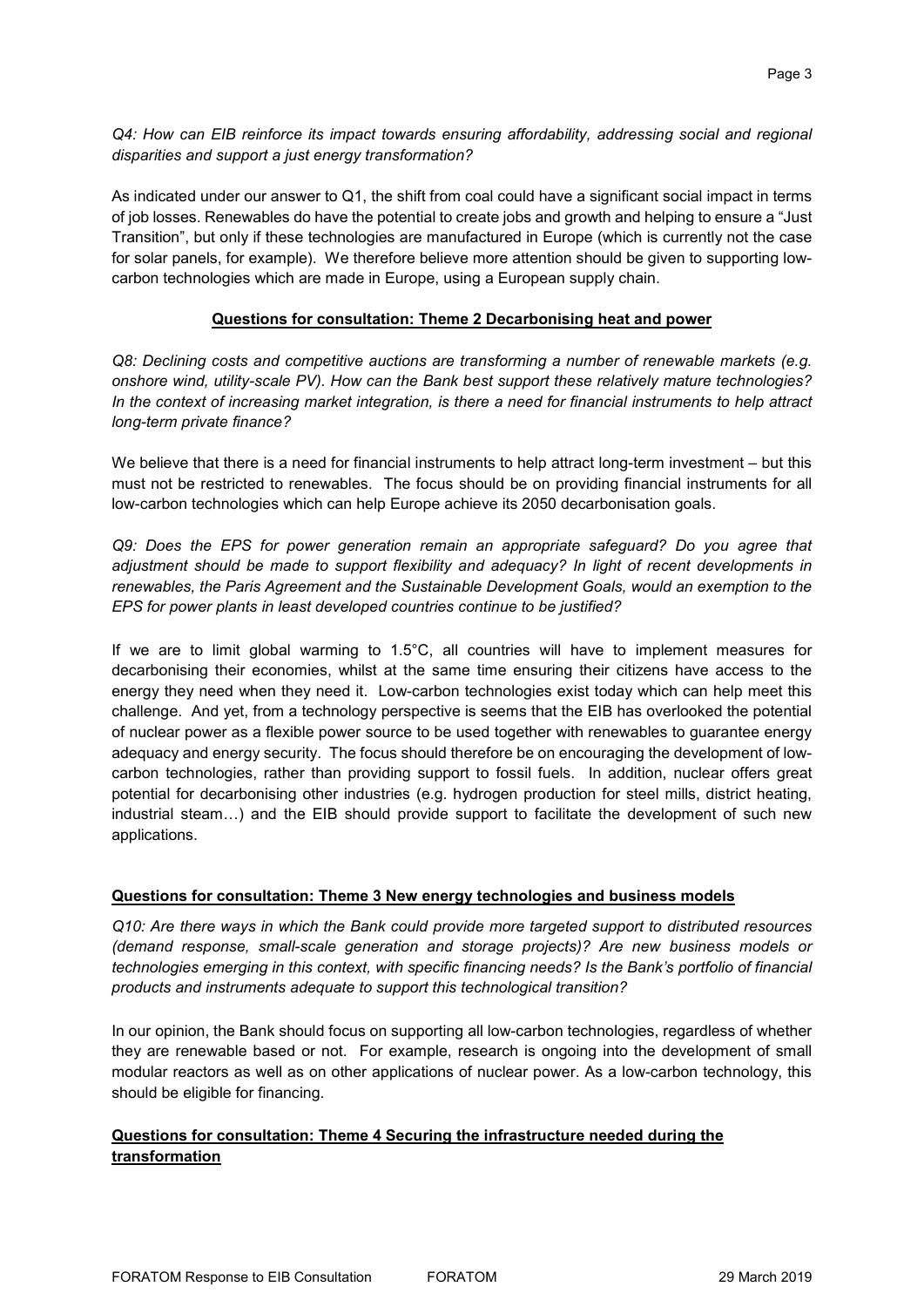*Q4: How can EIB reinforce its impact towards ensuring affordability, addressing social and regional disparities and support a just energy transformation?*

As indicated under our answer to Q1, the shift from coal could have a significant social impact in terms of job losses. Renewables do have the potential to create jobs and growth and helping to ensure a "Just Transition", but only if these technologies are manufactured in Europe (which is currently not the case for solar panels, for example). We therefore believe more attention should be given to supporting low-carbon technologies which are made in Europe, using a European supply chain.

**Questions for consultation: Theme 2 Decarbonising heat and power**

*Q8: Declining costs and competitive auctions are transforming a number of renewable markets (e.g. onshore wind, utility-scale PV). How can the Bank best support these relatively mature technologies? In the context of increasing market integration, is there a need for financial instruments to help attract long-term private finance?*

We believe that there is a need for financial instruments to help attract long-term investment – but this must not be restricted to renewables. The focus should be on providing financial instruments for all low-carbon technologies which can help Europe achieve its 2050 decarbonisation goals.

*Q9: Does the EPS for power generation remain an appropriate safeguard? Do you agree that adjustment should be made to support flexibility and adequacy? In light of recent developments in renewables, the Paris Agreement and the Sustainable Development Goals, would an exemption to the EPS for power plants in least developed countries continue to be justified?*

If we are to limit global warming to 1.5°C, all countries will have to implement measures for decarbonising their economies, whilst at the same time ensuring their citizens have access to the energy they need when they need it. Low-carbon technologies exist today which can help meet this challenge. And yet, from a technology perspective is seems that the EIB has overlooked the potential of nuclear power as a flexible power source to be used together with renewables to guarantee energy adequacy and energy security. The focus should therefore be on encouraging the development of low-carbon technologies, rather than providing support to fossil fuels. In addition, nuclear offers great potential for decarbonising other industries (e.g. hydrogen production for steel mills, district heating, industrial steam…) and the EIB should provide support to facilitate the development of such new applications.

**Questions for consultation: Theme 3 New energy technologies and business models**

*Q10: Are there ways in which the Bank could provide more targeted support to distributed resources (demand response, small-scale generation and storage projects)? Are new business models or technologies emerging in this context, with specific financing needs? Is the Bank's portfolio of financial products and instruments adequate to support this technological transition?*

In our opinion, the Bank should focus on supporting all low-carbon technologies, regardless of whether they are renewable based or not. For example, research is ongoing into the development of small modular reactors as well as on other applications of nuclear power. As a low-carbon technology, this should be eligible for financing.

**Questions for consultation: Theme 4 Securing the infrastructure needed during the transformation**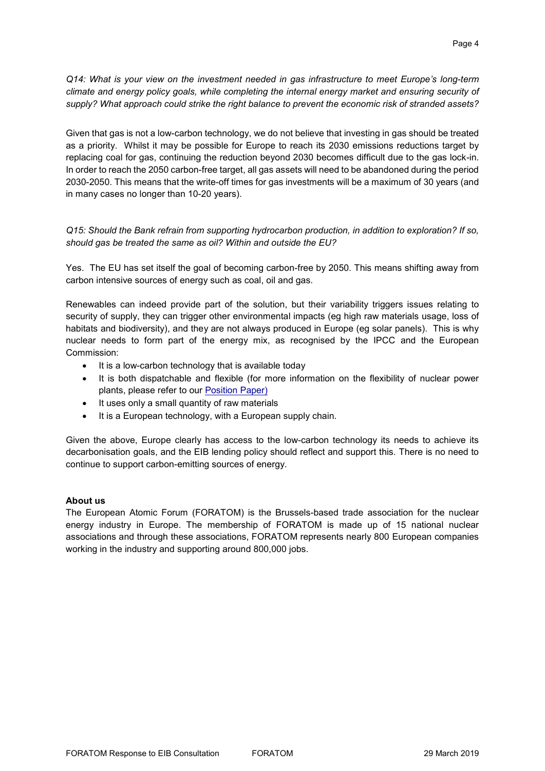*Q14: What is your view on the investment needed in gas infrastructure to meet Europe's long-term climate and energy policy goals, while completing the internal energy market and ensuring security of supply? What approach could strike the right balance to prevent the economic risk of stranded assets?*

Given that gas is not a low-carbon technology, we do not believe that investing in gas should be treated as a priority. Whilst it may be possible for Europe to reach its 2030 emissions reductions target by replacing coal for gas, continuing the reduction beyond 2030 becomes difficult due to the gas lock-in. In order to reach the 2050 carbon-free target, all gas assets will need to be abandoned during the period 2030-2050. This means that the write-off times for gas investments will be a maximum of 30 years (and in many cases no longer than 10-20 years).

*Q15: Should the Bank refrain from supporting hydrocarbon production, in addition to exploration? If so, should gas be treated the same as oil? Within and outside the EU?*

Yes. The EU has set itself the goal of becoming carbon-free by 2050. This means shifting away from carbon intensive sources of energy such as coal, oil and gas.

Renewables can indeed provide part of the solution, but their variability triggers issues relating to security of supply, they can trigger other environmental impacts (eg high raw materials usage, loss of habitats and biodiversity), and they are not always produced in Europe (eg solar panels). This is why nuclear needs to form part of the energy mix, as recognised by the IPCC and the European Commission:

- It is a low-carbon technology that is available today
- It is both dispatchable and flexible (for more information on the flexibility of nuclear power plants, please refer to our Position Paper)
- It uses only a small quantity of raw materials
- It is a European technology, with a European supply chain.

Given the above, Europe clearly has access to the low-carbon technology its needs to achieve its decarbonisation goals, and the EIB lending policy should reflect and support this. There is no need to continue to support carbon-emitting sources of energy.

**About us**

The European Atomic Forum (FORATOM) is the Brussels-based trade association for the nuclear energy industry in Europe. The membership of FORATOM is made up of 15 national nuclear associations and through these associations, FORATOM represents nearly 800 European companies working in the industry and supporting around 800,000 jobs.